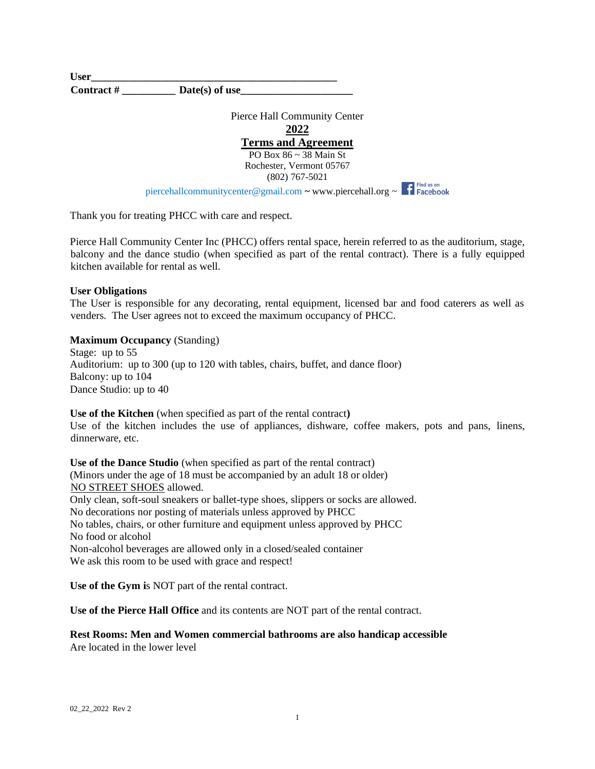**User**\_\_\_\_\_\_\_\_\_\_\_\_\_\_\_\_\_\_\_\_\_\_\_\_\_\_\_\_\_\_\_\_\_\_\_\_\_\_\_\_\_\_\_\_\_\_
**Contract #** \_\_\_\_\_\_\_\_\_\_ **Date(s) of use**\_\_\_\_\_\_\_\_\_\_\_\_\_\_\_\_\_\_\_\_\_

Pierce Hall Community Center

**2022**

**Terms and Agreement**

PO Box 86 ~ 38 Main St
Rochester, Vermont 05767
(802) 767-5021
piercehallcommunitycenter@gmail.com ~ www.piercehall.org ~ Find us on Facebook

Thank you for treating PHCC with care and respect.

Pierce Hall Community Center Inc (PHCC) offers rental space, herein referred to as the auditorium, stage, balcony and the dance studio (when specified as part of the rental contract). There is a fully equipped kitchen available for rental as well.

**User Obligations**
The User is responsible for any decorating, rental equipment, licensed bar and food caterers as well as venders. The User agrees not to exceed the maximum occupancy of PHCC.

**Maximum Occupancy** (Standing)
Stage: up to 55
Auditorium: up to 300 (up to 120 with tables, chairs, buffet, and dance floor)
Balcony: up to 104
Dance Studio: up to 40

**Use of the Kitchen** (when specified as part of the rental contract)
Use of the kitchen includes the use of appliances, dishware, coffee makers, pots and pans, linens, dinnerware, etc.

**Use of the Dance Studio** (when specified as part of the rental contract)
(Minors under the age of 18 must be accompanied by an adult 18 or older)
NO STREET SHOES allowed.
Only clean, soft-soul sneakers or ballet-type shoes, slippers or socks are allowed.
No decorations nor posting of materials unless approved by PHCC
No tables, chairs, or other furniture and equipment unless approved by PHCC
No food or alcohol
Non-alcohol beverages are allowed only in a closed/sealed container
We ask this room to be used with grace and respect!

**Use of the Gym i**s NOT part of the rental contract.

**Use of the Pierce Hall Office** and its contents are NOT part of the rental contract.

**Rest Rooms: Men and Women commercial bathrooms are also handicap accessible**
Are located in the lower level

02_22_2022 Rev 2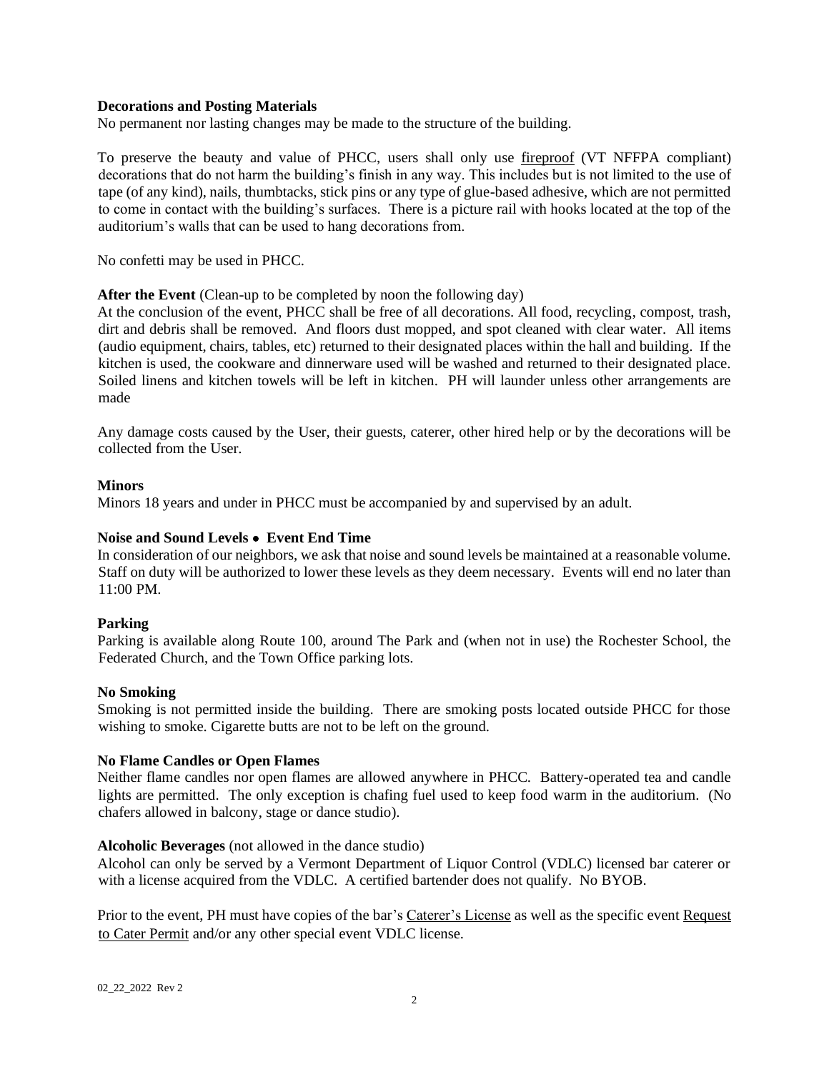**Decorations and Posting Materials**

No permanent nor lasting changes may be made to the structure of the building.

To preserve the beauty and value of PHCC, users shall only use fireproof (VT NFFPA compliant) decorations that do not harm the building's finish in any way. This includes but is not limited to the use of tape (of any kind), nails, thumbtacks, stick pins or any type of glue-based adhesive, which are not permitted to come in contact with the building's surfaces. There is a picture rail with hooks located at the top of the auditorium's walls that can be used to hang decorations from.

No confetti may be used in PHCC.

**After the Event** (Clean-up to be completed by noon the following day)

At the conclusion of the event, PHCC shall be free of all decorations. All food, recycling, compost, trash, dirt and debris shall be removed. And floors dust mopped, and spot cleaned with clear water. All items (audio equipment, chairs, tables, etc) returned to their designated places within the hall and building. If the kitchen is used, the cookware and dinnerware used will be washed and returned to their designated place. Soiled linens and kitchen towels will be left in kitchen. PH will launder unless other arrangements are made

Any damage costs caused by the User, their guests, caterer, other hired help or by the decorations will be collected from the User.

**Minors**

Minors 18 years and under in PHCC must be accompanied by and supervised by an adult.

**Noise and Sound Levels • Event End Time**

In consideration of our neighbors, we ask that noise and sound levels be maintained at a reasonable volume. Staff on duty will be authorized to lower these levels as they deem necessary. Events will end no later than 11:00 PM.

**Parking**

Parking is available along Route 100, around The Park and (when not in use) the Rochester School, the Federated Church, and the Town Office parking lots.

**No Smoking**

Smoking is not permitted inside the building. There are smoking posts located outside PHCC for those wishing to smoke. Cigarette butts are not to be left on the ground.

**No Flame Candles or Open Flames**

Neither flame candles nor open flames are allowed anywhere in PHCC. Battery-operated tea and candle lights are permitted. The only exception is chafing fuel used to keep food warm in the auditorium. (No chafers allowed in balcony, stage or dance studio).

**Alcoholic Beverages** (not allowed in the dance studio)

Alcohol can only be served by a Vermont Department of Liquor Control (VDLC) licensed bar caterer or with a license acquired from the VDLC. A certified bartender does not qualify. No BYOB.

Prior to the event, PH must have copies of the bar's Caterer's License as well as the specific event Request to Cater Permit and/or any other special event VDLC license.

02_22_2022 Rev 2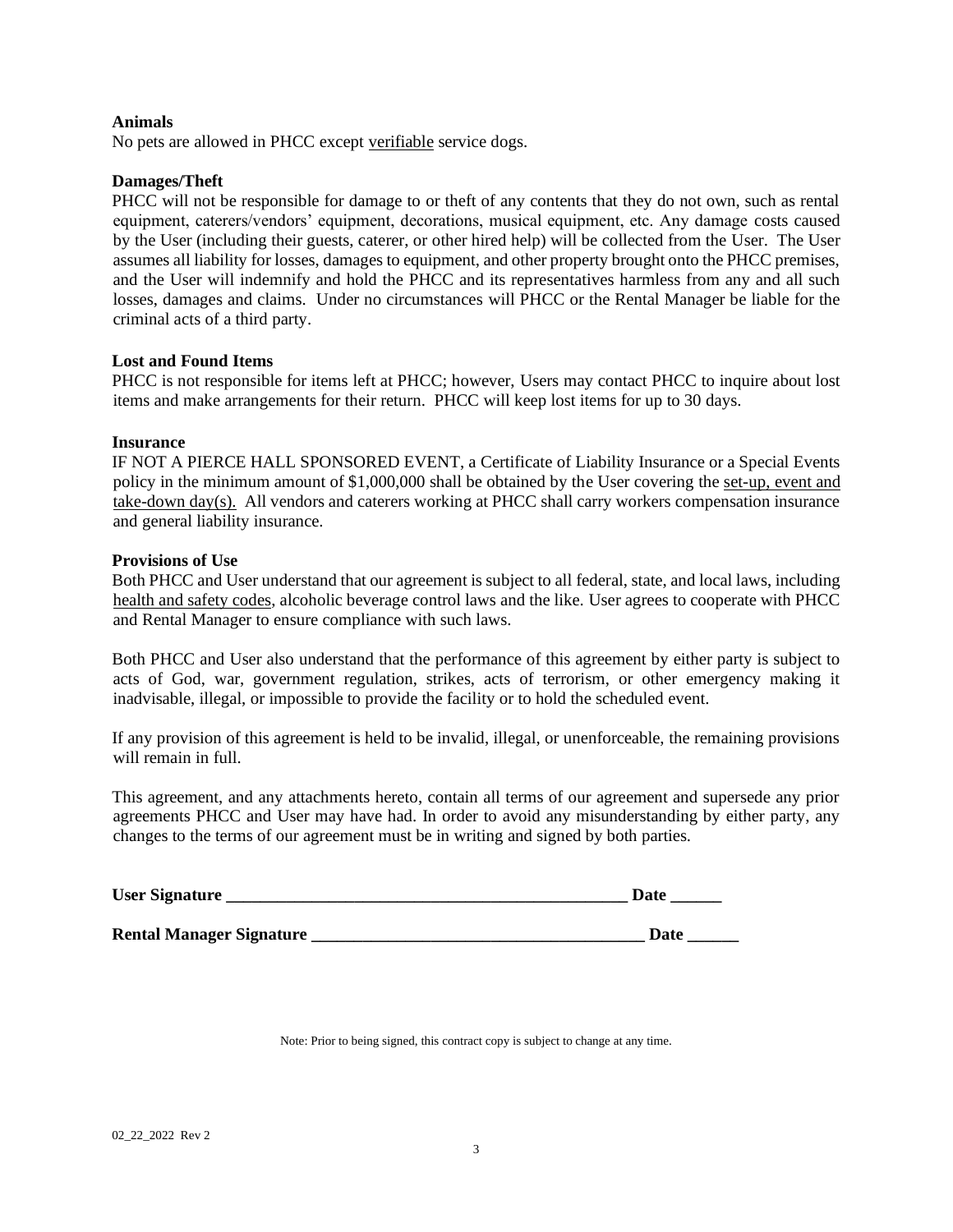**Animals**

No pets are allowed in PHCC except verifiable service dogs.

**Damages/Theft**

PHCC will not be responsible for damage to or theft of any contents that they do not own, such as rental equipment, caterers/vendors' equipment, decorations, musical equipment, etc. Any damage costs caused by the User (including their guests, caterer, or other hired help) will be collected from the User. The User assumes all liability for losses, damages to equipment, and other property brought onto the PHCC premises, and the User will indemnify and hold the PHCC and its representatives harmless from any and all such losses, damages and claims. Under no circumstances will PHCC or the Rental Manager be liable for the criminal acts of a third party.

**Lost and Found Items**

PHCC is not responsible for items left at PHCC; however, Users may contact PHCC to inquire about lost items and make arrangements for their return. PHCC will keep lost items for up to 30 days.

**Insurance**

IF NOT A PIERCE HALL SPONSORED EVENT, a Certificate of Liability Insurance or a Special Events policy in the minimum amount of $1,000,000 shall be obtained by the User covering the set-up, event and take-down day(s). All vendors and caterers working at PHCC shall carry workers compensation insurance and general liability insurance.

**Provisions of Use**

Both PHCC and User understand that our agreement is subject to all federal, state, and local laws, including health and safety codes, alcoholic beverage control laws and the like. User agrees to cooperate with PHCC and Rental Manager to ensure compliance with such laws.

Both PHCC and User also understand that the performance of this agreement by either party is subject to acts of God, war, government regulation, strikes, acts of terrorism, or other emergency making it inadvisable, illegal, or impossible to provide the facility or to hold the scheduled event.

If any provision of this agreement is held to be invalid, illegal, or unenforceable, the remaining provisions will remain in full.

This agreement, and any attachments hereto, contain all terms of our agreement and supersede any prior agreements PHCC and User may have had. In order to avoid any misunderstanding by either party, any changes to the terms of our agreement must be in writing and signed by both parties.

**User Signature \_\_\_\_\_\_\_\_\_\_\_\_\_\_\_\_\_\_\_\_\_\_\_\_\_\_\_\_\_\_\_\_\_\_\_\_\_\_\_\_\_\_\_\_\_\_\_\_ Date \_\_\_\_\_\_**

**Rental Manager Signature \_\_\_\_\_\_\_\_\_\_\_\_\_\_\_\_\_\_\_\_\_\_\_\_\_\_\_\_\_\_\_\_\_\_\_\_\_\_\_ Date \_\_\_\_\_\_**

Note: Prior to being signed, this contract copy is subject to change at any time.

02_22_2022 Rev 2